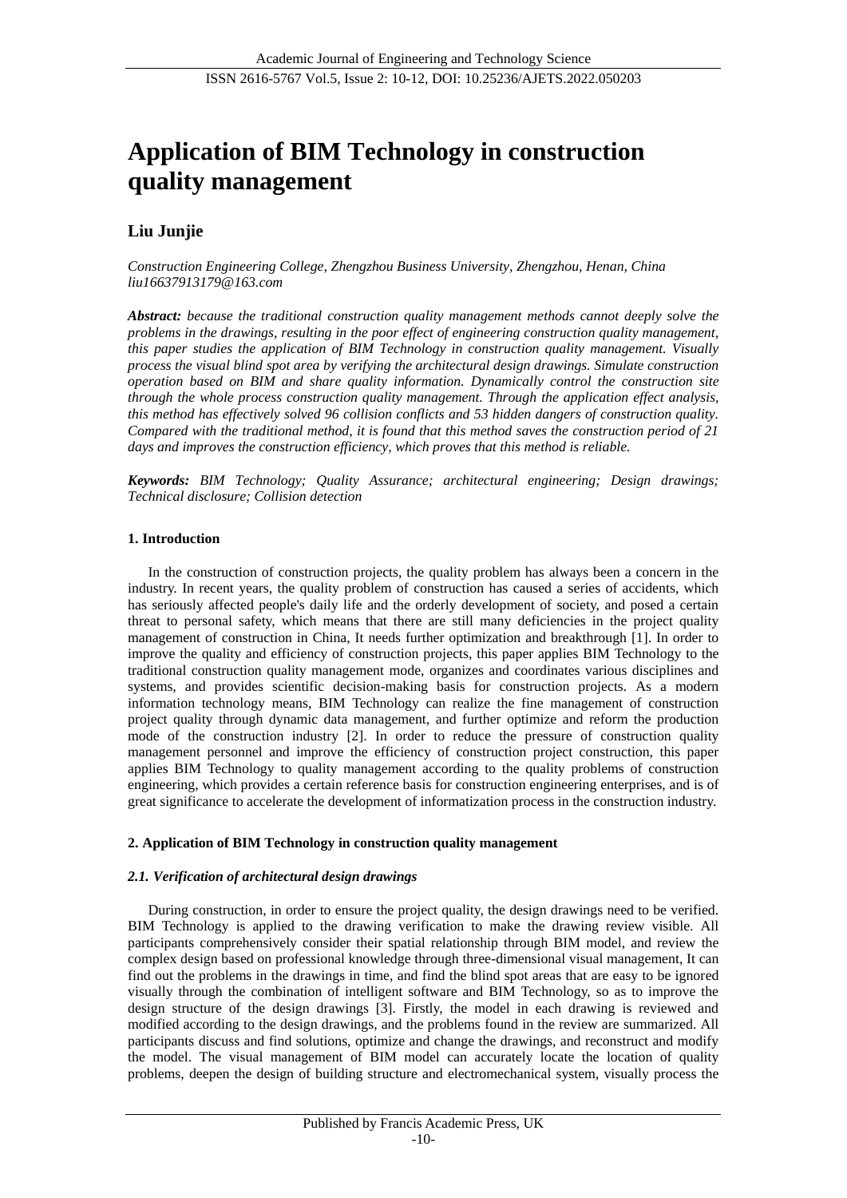# Application of BIM Technology in construction quality management

**Liu Junjie**

*Construction Engineering College, Zhengzhou Business University, Zhengzhou, Henan, China*
*liu16637913179@163.com*

***Abstract:*** *because the traditional construction quality management methods cannot deeply solve the problems in the drawings, resulting in the poor effect of engineering construction quality management, this paper studies the application of BIM Technology in construction quality management. Visually process the visual blind spot area by verifying the architectural design drawings. Simulate construction operation based on BIM and share quality information. Dynamically control the construction site through the whole process construction quality management. Through the application effect analysis, this method has effectively solved 96 collision conflicts and 53 hidden dangers of construction quality. Compared with the traditional method, it is found that this method saves the construction period of 21 days and improves the construction efficiency, which proves that this method is reliable.*

***Keywords:*** *BIM Technology; Quality Assurance; architectural engineering; Design drawings; Technical disclosure; Collision detection*

## 1. Introduction

In the construction of construction projects, the quality problem has always been a concern in the industry. In recent years, the quality problem of construction has caused a series of accidents, which has seriously affected people's daily life and the orderly development of society, and posed a certain threat to personal safety, which means that there are still many deficiencies in the project quality management of construction in China, It needs further optimization and breakthrough [1]. In order to improve the quality and efficiency of construction projects, this paper applies BIM Technology to the traditional construction quality management mode, organizes and coordinates various disciplines and systems, and provides scientific decision-making basis for construction projects. As a modern information technology means, BIM Technology can realize the fine management of construction project quality through dynamic data management, and further optimize and reform the production mode of the construction industry [2]. In order to reduce the pressure of construction quality management personnel and improve the efficiency of construction project construction, this paper applies BIM Technology to quality management according to the quality problems of construction engineering, which provides a certain reference basis for construction engineering enterprises, and is of great significance to accelerate the development of informatization process in the construction industry.

## 2. Application of BIM Technology in construction quality management

### *2.1. Verification of architectural design drawings*

During construction, in order to ensure the project quality, the design drawings need to be verified. BIM Technology is applied to the drawing verification to make the drawing review visible. All participants comprehensively consider their spatial relationship through BIM model, and review the complex design based on professional knowledge through three-dimensional visual management, It can find out the problems in the drawings in time, and find the blind spot areas that are easy to be ignored visually through the combination of intelligent software and BIM Technology, so as to improve the design structure of the design drawings [3]. Firstly, the model in each drawing is reviewed and modified according to the design drawings, and the problems found in the review are summarized. All participants discuss and find solutions, optimize and change the drawings, and reconstruct and modify the model. The visual management of BIM model can accurately locate the location of quality problems, deepen the design of building structure and electromechanical system, visually process the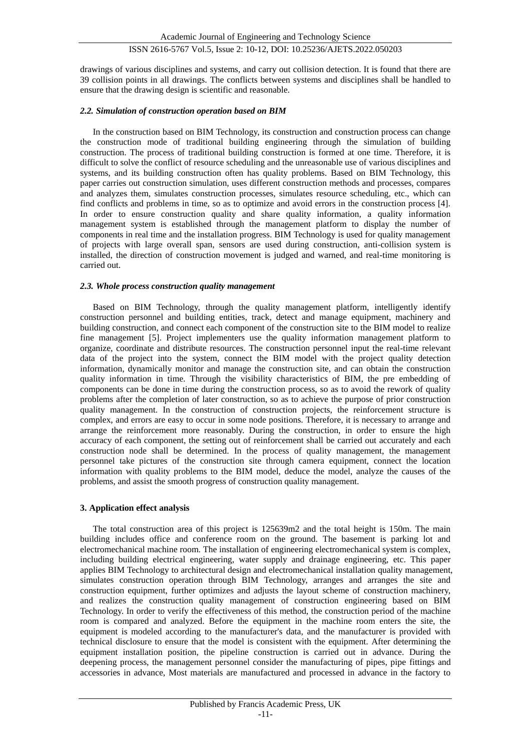drawings of various disciplines and systems, and carry out collision detection. It is found that there are 39 collision points in all drawings. The conflicts between systems and disciplines shall be handled to ensure that the drawing design is scientific and reasonable.

### *2.2. Simulation of construction operation based on BIM*

In the construction based on BIM Technology, its construction and construction process can change the construction mode of traditional building engineering through the simulation of building construction. The process of traditional building construction is formed at one time. Therefore, it is difficult to solve the conflict of resource scheduling and the unreasonable use of various disciplines and systems, and its building construction often has quality problems. Based on BIM Technology, this paper carries out construction simulation, uses different construction methods and processes, compares and analyzes them, simulates construction processes, simulates resource scheduling, etc., which can find conflicts and problems in time, so as to optimize and avoid errors in the construction process [4]. In order to ensure construction quality and share quality information, a quality information management system is established through the management platform to display the number of components in real time and the installation progress. BIM Technology is used for quality management of projects with large overall span, sensors are used during construction, anti-collision system is installed, the direction of construction movement is judged and warned, and real-time monitoring is carried out.

### *2.3. Whole process construction quality management*

Based on BIM Technology, through the quality management platform, intelligently identify construction personnel and building entities, track, detect and manage equipment, machinery and building construction, and connect each component of the construction site to the BIM model to realize fine management [5]. Project implementers use the quality information management platform to organize, coordinate and distribute resources. The construction personnel input the real-time relevant data of the project into the system, connect the BIM model with the project quality detection information, dynamically monitor and manage the construction site, and can obtain the construction quality information in time. Through the visibility characteristics of BIM, the pre embedding of components can be done in time during the construction process, so as to avoid the rework of quality problems after the completion of later construction, so as to achieve the purpose of prior construction quality management. In the construction of construction projects, the reinforcement structure is complex, and errors are easy to occur in some node positions. Therefore, it is necessary to arrange and arrange the reinforcement more reasonably. During the construction, in order to ensure the high accuracy of each component, the setting out of reinforcement shall be carried out accurately and each construction node shall be determined. In the process of quality management, the management personnel take pictures of the construction site through camera equipment, connect the location information with quality problems to the BIM model, deduce the model, analyze the causes of the problems, and assist the smooth progress of construction quality management.

## **3. Application effect analysis**

The total construction area of this project is 125639m2 and the total height is 150m. The main building includes office and conference room on the ground. The basement is parking lot and electromechanical machine room. The installation of engineering electromechanical system is complex, including building electrical engineering, water supply and drainage engineering, etc. This paper applies BIM Technology to architectural design and electromechanical installation quality management, simulates construction operation through BIM Technology, arranges and arranges the site and construction equipment, further optimizes and adjusts the layout scheme of construction machinery, and realizes the construction quality management of construction engineering based on BIM Technology. In order to verify the effectiveness of this method, the construction period of the machine room is compared and analyzed. Before the equipment in the machine room enters the site, the equipment is modeled according to the manufacturer's data, and the manufacturer is provided with technical disclosure to ensure that the model is consistent with the equipment. After determining the equipment installation position, the pipeline construction is carried out in advance. During the deepening process, the management personnel consider the manufacturing of pipes, pipe fittings and accessories in advance, Most materials are manufactured and processed in advance in the factory to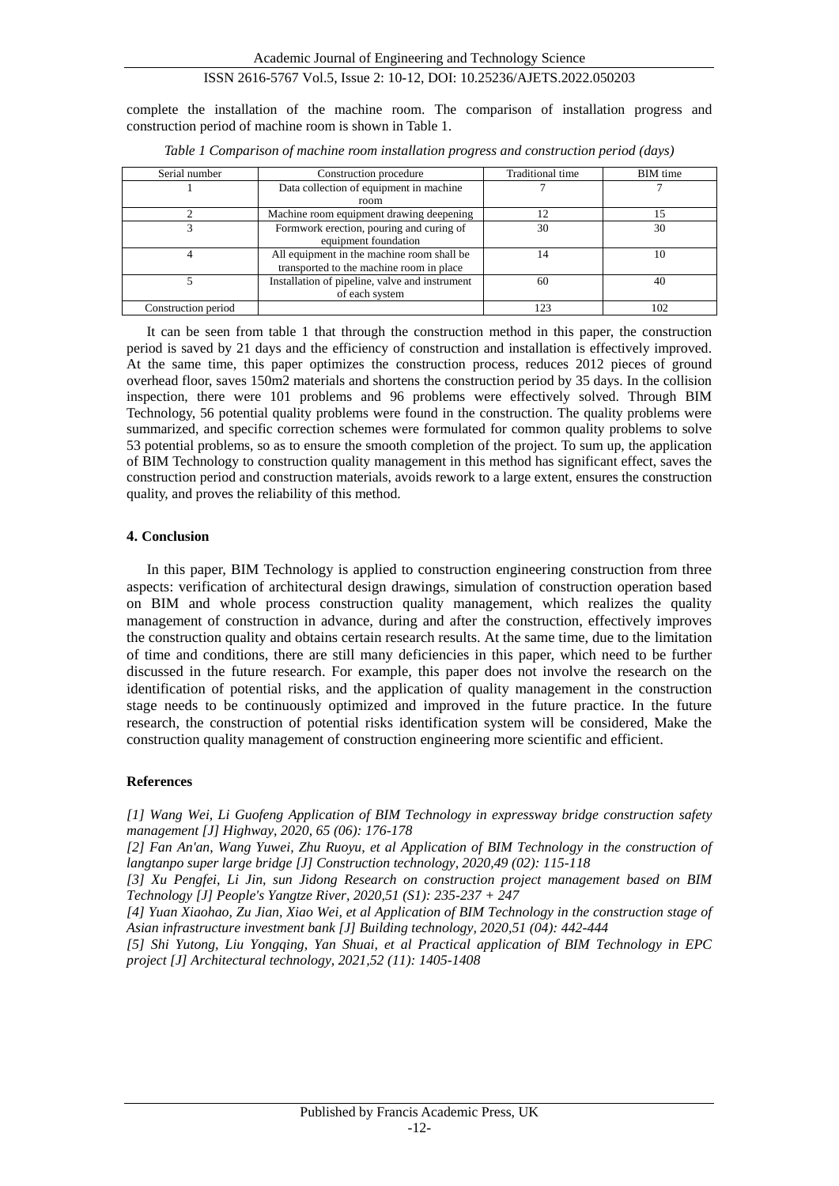complete the installation of the machine room. The comparison of installation progress and construction period of machine room is shown in Table 1.

*Table 1 Comparison of machine room installation progress and construction period (days)*

| Serial number | Construction procedure | Traditional time | BIM time |
|---|---|---|---|
| 1 | Data collection of equipment in machine room | 7 | 7 |
| 2 | Machine room equipment drawing deepening | 12 | 15 |
| 3 | Formwork erection, pouring and curing of equipment foundation | 30 | 30 |
| 4 | All equipment in the machine room shall be transported to the machine room in place | 14 | 10 |
| 5 | Installation of pipeline, valve and instrument of each system | 60 | 40 |
| Construction period | | 123 | 102 |

It can be seen from table 1 that through the construction method in this paper, the construction period is saved by 21 days and the efficiency of construction and installation is effectively improved. At the same time, this paper optimizes the construction process, reduces 2012 pieces of ground overhead floor, saves 150m2 materials and shortens the construction period by 35 days. In the collision inspection, there were 101 problems and 96 problems were effectively solved. Through BIM Technology, 56 potential quality problems were found in the construction. The quality problems were summarized, and specific correction schemes were formulated for common quality problems to solve 53 potential problems, so as to ensure the smooth completion of the project. To sum up, the application of BIM Technology to construction quality management in this method has significant effect, saves the construction period and construction materials, avoids rework to a large extent, ensures the construction quality, and proves the reliability of this method.

## 4. Conclusion

In this paper, BIM Technology is applied to construction engineering construction from three aspects: verification of architectural design drawings, simulation of construction operation based on BIM and whole process construction quality management, which realizes the quality management of construction in advance, during and after the construction, effectively improves the construction quality and obtains certain research results. At the same time, due to the limitation of time and conditions, there are still many deficiencies in this paper, which need to be further discussed in the future research. For example, this paper does not involve the research on the identification of potential risks, and the application of quality management in the construction stage needs to be continuously optimized and improved in the future practice. In the future research, the construction of potential risks identification system will be considered, Make the construction quality management of construction engineering more scientific and efficient.

## References

*[1] Wang Wei, Li Guofeng Application of BIM Technology in expressway bridge construction safety management [J] Highway, 2020, 65 (06): 176-178*

*[2] Fan An'an, Wang Yuwei, Zhu Ruoyu, et al Application of BIM Technology in the construction of langtanpo super large bridge [J] Construction technology, 2020,49 (02): 115-118*

*[3] Xu Pengfei, Li Jin, sun Jidong Research on construction project management based on BIM Technology [J] People's Yangtze River, 2020,51 (S1): 235-237 + 247*

*[4] Yuan Xiaohao, Zu Jian, Xiao Wei, et al Application of BIM Technology in the construction stage of Asian infrastructure investment bank [J] Building technology, 2020,51 (04): 442-444*

*[5] Shi Yutong, Liu Yongqing, Yan Shuai, et al Practical application of BIM Technology in EPC project [J] Architectural technology, 2021,52 (11): 1405-1408*